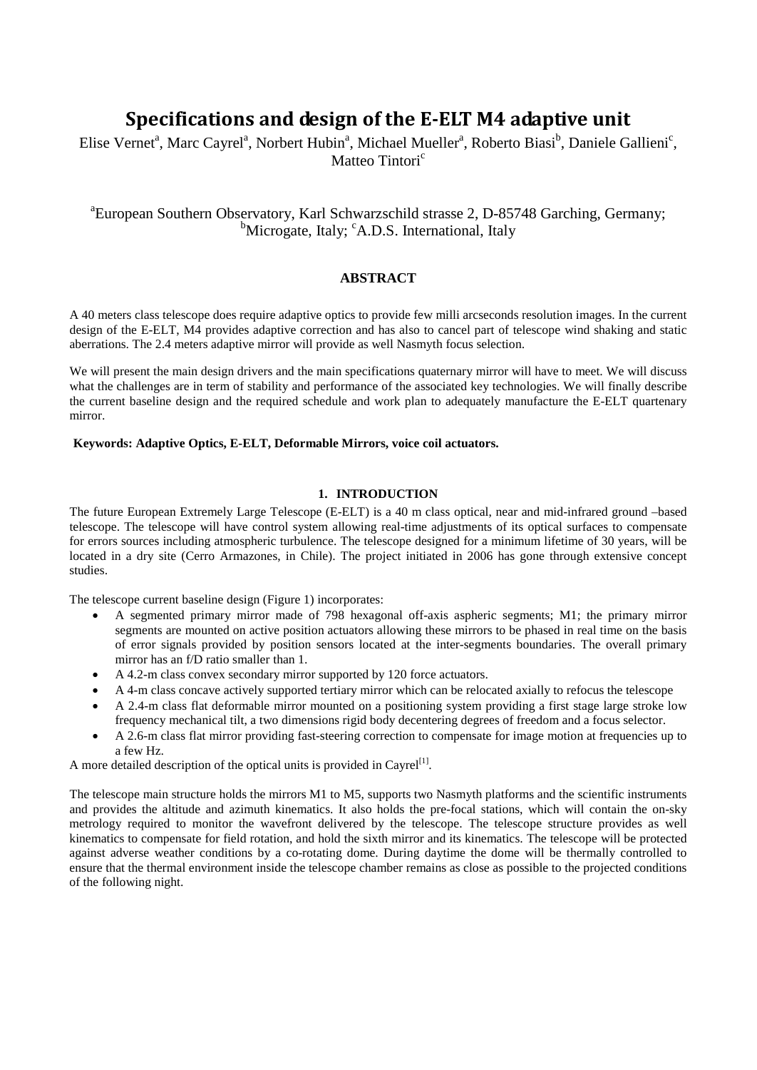# Specifications and design of the E-ELT M4 adaptive unit

Elise Vernet[a], Marc Cayrel[a], Norbert Hubin[a], Michael Mueller[a], Roberto Biasi[b], Daniele Gallieni[c], Matteo Tintori[c]

[a]European Southern Observatory, Karl Schwarzschild strasse 2, D-85748 Garching, Germany; [b]Microgate, Italy; [c]A.D.S. International, Italy

## ABSTRACT

A 40 meters class telescope does require adaptive optics to provide few milli arcseconds resolution images. In the current design of the E-ELT, M4 provides adaptive correction and has also to cancel part of telescope wind shaking and static aberrations. The 2.4 meters adaptive mirror will provide as well Nasmyth focus selection.

We will present the main design drivers and the main specifications quaternary mirror will have to meet. We will discuss what the challenges are in term of stability and performance of the associated key technologies. We will finally describe the current baseline design and the required schedule and work plan to adequately manufacture the E-ELT quartenary mirror.

**Keywords: Adaptive Optics, E-ELT, Deformable Mirrors, voice coil actuators.**

## 1. INTRODUCTION

The future European Extremely Large Telescope (E-ELT) is a 40 m class optical, near and mid-infrared ground –based telescope. The telescope will have control system allowing real-time adjustments of its optical surfaces to compensate for errors sources including atmospheric turbulence. The telescope designed for a minimum lifetime of 30 years, will be located in a dry site (Cerro Armazones, in Chile). The project initiated in 2006 has gone through extensive concept studies.

The telescope current baseline design (Figure 1) incorporates:

- A segmented primary mirror made of 798 hexagonal off-axis aspheric segments; M1; the primary mirror segments are mounted on active position actuators allowing these mirrors to be phased in real time on the basis of error signals provided by position sensors located at the inter-segments boundaries. The overall primary mirror has an f/D ratio smaller than 1.
- A 4.2-m class convex secondary mirror supported by 120 force actuators.
- A 4-m class concave actively supported tertiary mirror which can be relocated axially to refocus the telescope
- A 2.4-m class flat deformable mirror mounted on a positioning system providing a first stage large stroke low frequency mechanical tilt, a two dimensions rigid body decentering degrees of freedom and a focus selector.
- A 2.6-m class flat mirror providing fast-steering correction to compensate for image motion at frequencies up to a few Hz.

A more detailed description of the optical units is provided in Cayrel[1].

The telescope main structure holds the mirrors M1 to M5, supports two Nasmyth platforms and the scientific instruments and provides the altitude and azimuth kinematics. It also holds the pre-focal stations, which will contain the on-sky metrology required to monitor the wavefront delivered by the telescope. The telescope structure provides as well kinematics to compensate for field rotation, and hold the sixth mirror and its kinematics. The telescope will be protected against adverse weather conditions by a co-rotating dome. During daytime the dome will be thermally controlled to ensure that the thermal environment inside the telescope chamber remains as close as possible to the projected conditions of the following night.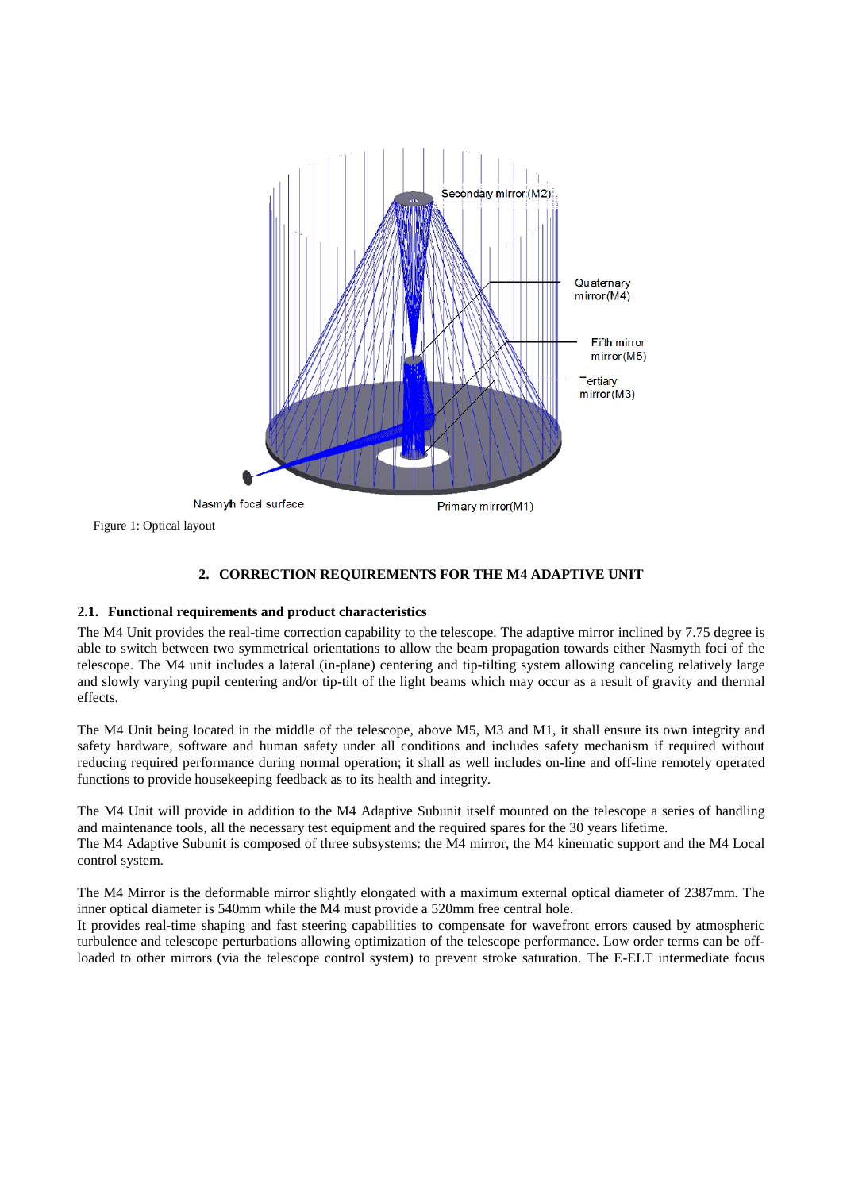Figure 1: Optical layout

## 2. CORRECTION REQUIREMENTS FOR THE M4 ADAPTIVE UNIT

### 2.1. Functional requirements and product characteristics

The M4 Unit provides the real-time correction capability to the telescope. The adaptive mirror inclined by 7.75 degree is able to switch between two symmetrical orientations to allow the beam propagation towards either Nasmyth foci of the telescope. The M4 unit includes a lateral (in-plane) centering and tip-tilting system allowing canceling relatively large and slowly varying pupil centering and/or tip-tilt of the light beams which may occur as a result of gravity and thermal effects.

The M4 Unit being located in the middle of the telescope, above M5, M3 and M1, it shall ensure its own integrity and safety hardware, software and human safety under all conditions and includes safety mechanism if required without reducing required performance during normal operation; it shall as well includes on-line and off-line remotely operated functions to provide housekeeping feedback as to its health and integrity.

The M4 Unit will provide in addition to the M4 Adaptive Subunit itself mounted on the telescope a series of handling and maintenance tools, all the necessary test equipment and the required spares for the 30 years lifetime.
The M4 Adaptive Subunit is composed of three subsystems: the M4 mirror, the M4 kinematic support and the M4 Local control system.

The M4 Mirror is the deformable mirror slightly elongated with a maximum external optical diameter of 2387mm. The inner optical diameter is 540mm while the M4 must provide a 520mm free central hole.
It provides real-time shaping and fast steering capabilities to compensate for wavefront errors caused by atmospheric turbulence and telescope perturbations allowing optimization of the telescope performance. Low order terms can be off-loaded to other mirrors (via the telescope control system) to prevent stroke saturation. The E-ELT intermediate focus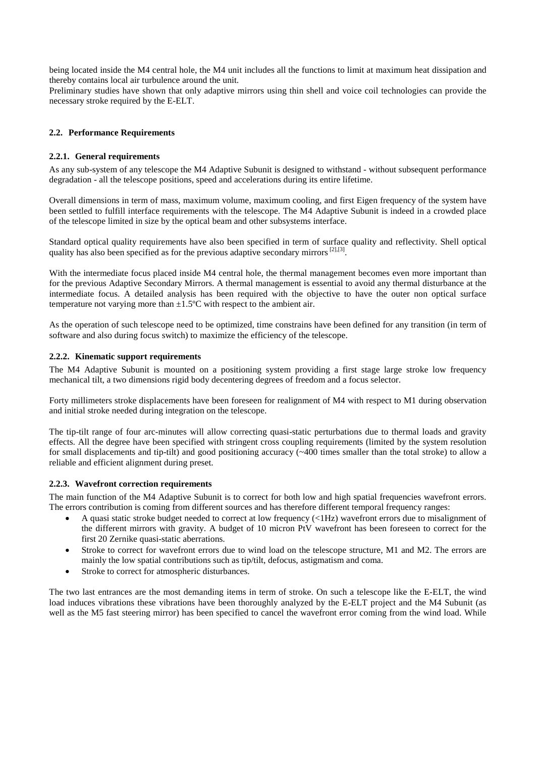being located inside the M4 central hole, the M4 unit includes all the functions to limit at maximum heat dissipation and thereby contains local air turbulence around the unit.
Preliminary studies have shown that only adaptive mirrors using thin shell and voice coil technologies can provide the necessary stroke required by the E-ELT.

### 2.2. Performance Requirements

#### 2.2.1. General requirements

As any sub-system of any telescope the M4 Adaptive Subunit is designed to withstand - without subsequent performance degradation - all the telescope positions, speed and accelerations during its entire lifetime.

Overall dimensions in term of mass, maximum volume, maximum cooling, and first Eigen frequency of the system have been settled to fulfill interface requirements with the telescope. The M4 Adaptive Subunit is indeed in a crowded place of the telescope limited in size by the optical beam and other subsystems interface.

Standard optical quality requirements have also been specified in term of surface quality and reflectivity. Shell optical quality has also been specified as for the previous adaptive secondary mirrors [2],[3].

With the intermediate focus placed inside M4 central hole, the thermal management becomes even more important than for the previous Adaptive Secondary Mirrors. A thermal management is essential to avoid any thermal disturbance at the intermediate focus. A detailed analysis has been required with the objective to have the outer non optical surface temperature not varying more than ±1.5ºC with respect to the ambient air.

As the operation of such telescope need to be optimized, time constrains have been defined for any transition (in term of software and also during focus switch) to maximize the efficiency of the telescope.

#### 2.2.2. Kinematic support requirements

The M4 Adaptive Subunit is mounted on a positioning system providing a first stage large stroke low frequency mechanical tilt, a two dimensions rigid body decentering degrees of freedom and a focus selector.

Forty millimeters stroke displacements have been foreseen for realignment of M4 with respect to M1 during observation and initial stroke needed during integration on the telescope.

The tip-tilt range of four arc-minutes will allow correcting quasi-static perturbations due to thermal loads and gravity effects. All the degree have been specified with stringent cross coupling requirements (limited by the system resolution for small displacements and tip-tilt) and good positioning accuracy (~400 times smaller than the total stroke) to allow a reliable and efficient alignment during preset.

#### 2.2.3. Wavefront correction requirements

The main function of the M4 Adaptive Subunit is to correct for both low and high spatial frequencies wavefront errors. The errors contribution is coming from different sources and has therefore different temporal frequency ranges:

- A quasi static stroke budget needed to correct at low frequency (<1Hz) wavefront errors due to misalignment of the different mirrors with gravity. A budget of 10 micron PtV wavefront has been foreseen to correct for the first 20 Zernike quasi-static aberrations.
- Stroke to correct for wavefront errors due to wind load on the telescope structure, M1 and M2. The errors are mainly the low spatial contributions such as tip/tilt, defocus, astigmatism and coma.
- Stroke to correct for atmospheric disturbances.

The two last entrances are the most demanding items in term of stroke. On such a telescope like the E-ELT, the wind load induces vibrations these vibrations have been thoroughly analyzed by the E-ELT project and the M4 Subunit (as well as the M5 fast steering mirror) has been specified to cancel the wavefront error coming from the wind load. While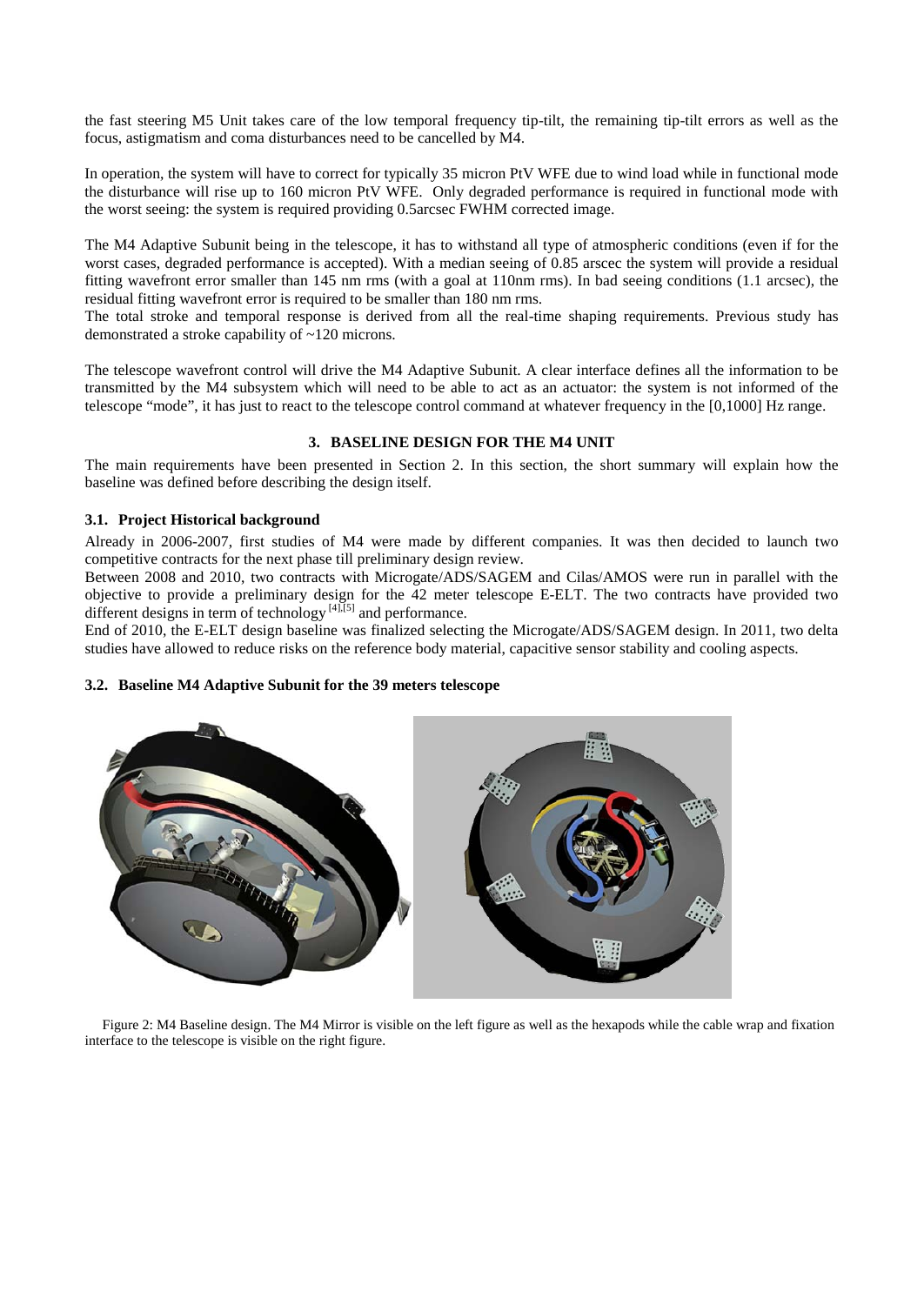the fast steering M5 Unit takes care of the low temporal frequency tip-tilt, the remaining tip-tilt errors as well as the focus, astigmatism and coma disturbances need to be cancelled by M4.

In operation, the system will have to correct for typically 35 micron PtV WFE due to wind load while in functional mode the disturbance will rise up to 160 micron PtV WFE. Only degraded performance is required in functional mode with the worst seeing: the system is required providing 0.5arcsec FWHM corrected image.

The M4 Adaptive Subunit being in the telescope, it has to withstand all type of atmospheric conditions (even if for the worst cases, degraded performance is accepted). With a median seeing of 0.85 arscec the system will provide a residual fitting wavefront error smaller than 145 nm rms (with a goal at 110nm rms). In bad seeing conditions (1.1 arcsec), the residual fitting wavefront error is required to be smaller than 180 nm rms.

The total stroke and temporal response is derived from all the real-time shaping requirements. Previous study has demonstrated a stroke capability of ~120 microns.

The telescope wavefront control will drive the M4 Adaptive Subunit. A clear interface defines all the information to be transmitted by the M4 subsystem which will need to be able to act as an actuator: the system is not informed of the telescope "mode", it has just to react to the telescope control command at whatever frequency in the [0,1000] Hz range.

## 3. BASELINE DESIGN FOR THE M4 UNIT

The main requirements have been presented in Section 2. In this section, the short summary will explain how the baseline was defined before describing the design itself.

### 3.1. Project Historical background

Already in 2006-2007, first studies of M4 were made by different companies. It was then decided to launch two competitive contracts for the next phase till preliminary design review.

Between 2008 and 2010, two contracts with Microgate/ADS/SAGEM and Cilas/AMOS were run in parallel with the objective to provide a preliminary design for the 42 meter telescope E-ELT. The two contracts have provided two different designs in term of technology [4],[5] and performance.

End of 2010, the E-ELT design baseline was finalized selecting the Microgate/ADS/SAGEM design. In 2011, two delta studies have allowed to reduce risks on the reference body material, capacitive sensor stability and cooling aspects.

### 3.2. Baseline M4 Adaptive Subunit for the 39 meters telescope

Figure 2: M4 Baseline design. The M4 Mirror is visible on the left figure as well as the hexapods while the cable wrap and fixation interface to the telescope is visible on the right figure.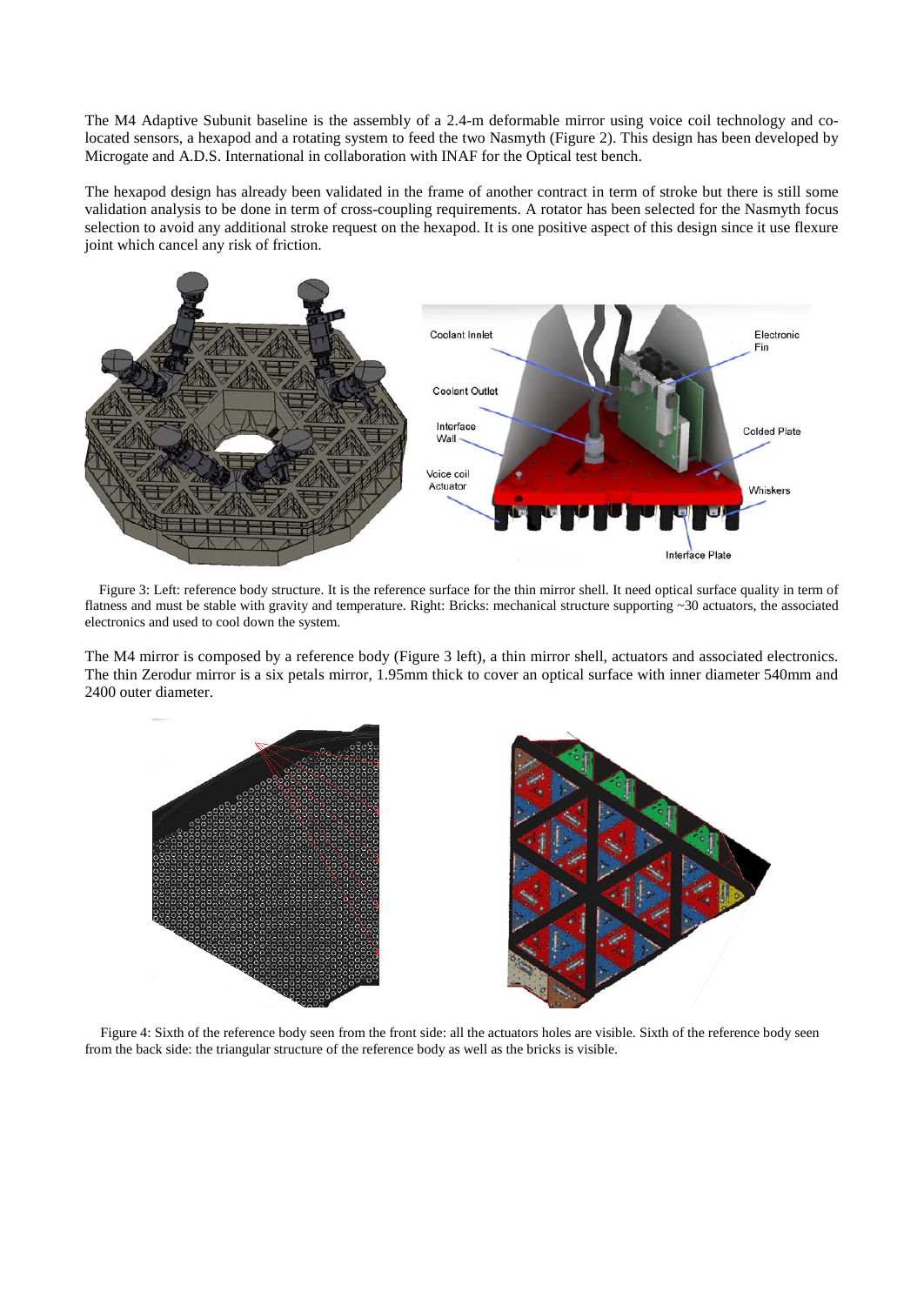The M4 Adaptive Subunit baseline is the assembly of a 2.4-m deformable mirror using voice coil technology and co-located sensors, a hexapod and a rotating system to feed the two Nasmyth (Figure 2). This design has been developed by Microgate and A.D.S. International in collaboration with INAF for the Optical test bench.

The hexapod design has already been validated in the frame of another contract in term of stroke but there is still some validation analysis to be done in term of cross-coupling requirements. A rotator has been selected for the Nasmyth focus selection to avoid any additional stroke request on the hexapod. It is one positive aspect of this design since it use flexure joint which cancel any risk of friction.

Figure 3: Left: reference body structure. It is the reference surface for the thin mirror shell. It need optical surface quality in term of flatness and must be stable with gravity and temperature. Right: Bricks: mechanical structure supporting ~30 actuators, the associated electronics and used to cool down the system.

The M4 mirror is composed by a reference body (Figure 3 left), a thin mirror shell, actuators and associated electronics. The thin Zerodur mirror is a six petals mirror, 1.95mm thick to cover an optical surface with inner diameter 540mm and 2400 outer diameter.

Figure 4: Sixth of the reference body seen from the front side: all the actuators holes are visible. Sixth of the reference body seen from the back side: the triangular structure of the reference body as well as the bricks is visible.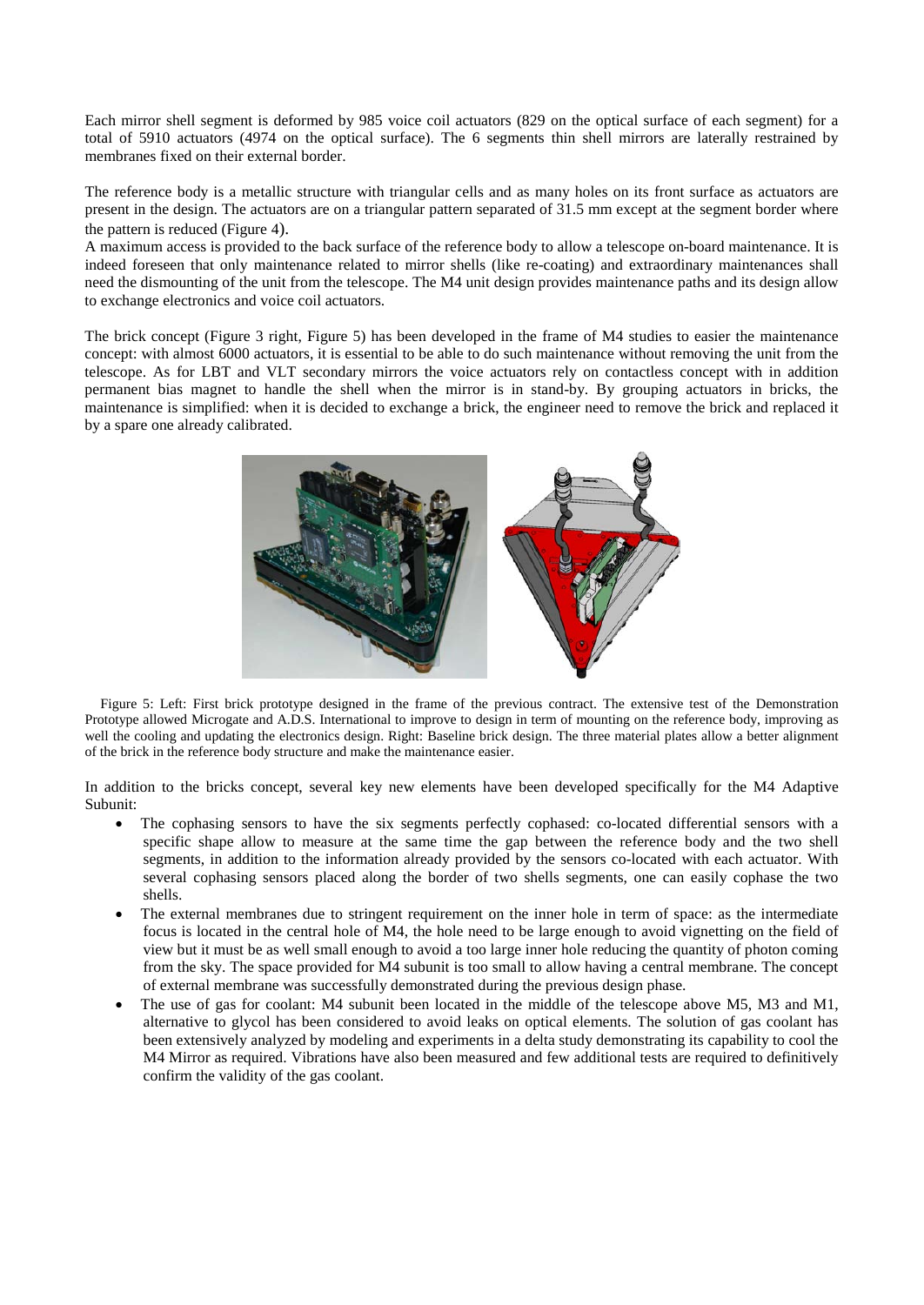Each mirror shell segment is deformed by 985 voice coil actuators (829 on the optical surface of each segment) for a total of 5910 actuators (4974 on the optical surface). The 6 segments thin shell mirrors are laterally restrained by membranes fixed on their external border.

The reference body is a metallic structure with triangular cells and as many holes on its front surface as actuators are present in the design. The actuators are on a triangular pattern separated of 31.5 mm except at the segment border where the pattern is reduced (Figure 4).

A maximum access is provided to the back surface of the reference body to allow a telescope on-board maintenance. It is indeed foreseen that only maintenance related to mirror shells (like re-coating) and extraordinary maintenances shall need the dismounting of the unit from the telescope. The M4 unit design provides maintenance paths and its design allow to exchange electronics and voice coil actuators.

The brick concept (Figure 3 right, Figure 5) has been developed in the frame of M4 studies to easier the maintenance concept: with almost 6000 actuators, it is essential to be able to do such maintenance without removing the unit from the telescope. As for LBT and VLT secondary mirrors the voice actuators rely on contactless concept with in addition permanent bias magnet to handle the shell when the mirror is in stand-by. By grouping actuators in bricks, the maintenance is simplified: when it is decided to exchange a brick, the engineer need to remove the brick and replaced it by a spare one already calibrated.

Figure 5: Left: First brick prototype designed in the frame of the previous contract. The extensive test of the Demonstration Prototype allowed Microgate and A.D.S. International to improve to design in term of mounting on the reference body, improving as well the cooling and updating the electronics design. Right: Baseline brick design. The three material plates allow a better alignment of the brick in the reference body structure and make the maintenance easier.

In addition to the bricks concept, several key new elements have been developed specifically for the M4 Adaptive Subunit:

- The cophasing sensors to have the six segments perfectly cophased: co-located differential sensors with a specific shape allow to measure at the same time the gap between the reference body and the two shell segments, in addition to the information already provided by the sensors co-located with each actuator. With several cophasing sensors placed along the border of two shells segments, one can easily cophase the two shells.
- The external membranes due to stringent requirement on the inner hole in term of space: as the intermediate focus is located in the central hole of M4, the hole need to be large enough to avoid vignetting on the field of view but it must be as well small enough to avoid a too large inner hole reducing the quantity of photon coming from the sky. The space provided for M4 subunit is too small to allow having a central membrane. The concept of external membrane was successfully demonstrated during the previous design phase.
- The use of gas for coolant: M4 subunit been located in the middle of the telescope above M5, M3 and M1, alternative to glycol has been considered to avoid leaks on optical elements. The solution of gas coolant has been extensively analyzed by modeling and experiments in a delta study demonstrating its capability to cool the M4 Mirror as required. Vibrations have also been measured and few additional tests are required to definitively confirm the validity of the gas coolant.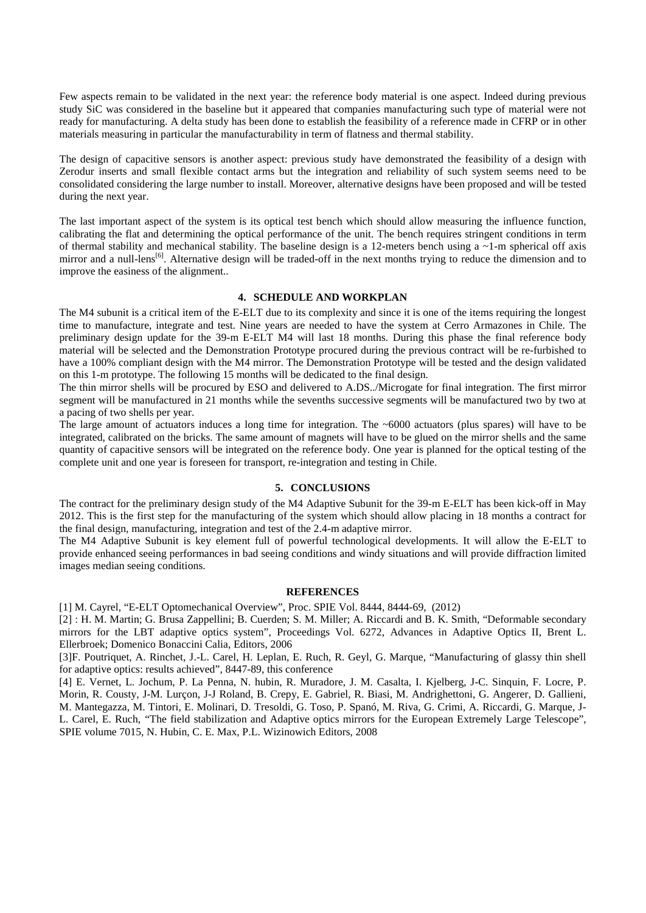Few aspects remain to be validated in the next year: the reference body material is one aspect. Indeed during previous study SiC was considered in the baseline but it appeared that companies manufacturing such type of material were not ready for manufacturing. A delta study has been done to establish the feasibility of a reference made in CFRP or in other materials measuring in particular the manufacturability in term of flatness and thermal stability.

The design of capacitive sensors is another aspect: previous study have demonstrated the feasibility of a design with Zerodur inserts and small flexible contact arms but the integration and reliability of such system seems need to be consolidated considering the large number to install. Moreover, alternative designs have been proposed and will be tested during the next year.

The last important aspect of the system is its optical test bench which should allow measuring the influence function, calibrating the flat and determining the optical performance of the unit. The bench requires stringent conditions in term of thermal stability and mechanical stability. The baseline design is a 12-meters bench using a ~1-m spherical off axis mirror and a null-lens[6]. Alternative design will be traded-off in the next months trying to reduce the dimension and to improve the easiness of the alignment..

## 4. SCHEDULE AND WORKPLAN

The M4 subunit is a critical item of the E-ELT due to its complexity and since it is one of the items requiring the longest time to manufacture, integrate and test. Nine years are needed to have the system at Cerro Armazones in Chile. The preliminary design update for the 39-m E-ELT M4 will last 18 months. During this phase the final reference body material will be selected and the Demonstration Prototype procured during the previous contract will be re-furbished to have a 100% compliant design with the M4 mirror. The Demonstration Prototype will be tested and the design validated on this 1-m prototype. The following 15 months will be dedicated to the final design.

The thin mirror shells will be procured by ESO and delivered to A.DS../Microgate for final integration. The first mirror segment will be manufactured in 21 months while the sevenths successive segments will be manufactured two by two at a pacing of two shells per year.

The large amount of actuators induces a long time for integration. The ~6000 actuators (plus spares) will have to be integrated, calibrated on the bricks. The same amount of magnets will have to be glued on the mirror shells and the same quantity of capacitive sensors will be integrated on the reference body. One year is planned for the optical testing of the complete unit and one year is foreseen for transport, re-integration and testing in Chile.

## 5. CONCLUSIONS

The contract for the preliminary design study of the M4 Adaptive Subunit for the 39-m E-ELT has been kick-off in May 2012. This is the first step for the manufacturing of the system which should allow placing in 18 months a contract for the final design, manufacturing, integration and test of the 2.4-m adaptive mirror.

The M4 Adaptive Subunit is key element full of powerful technological developments. It will allow the E-ELT to provide enhanced seeing performances in bad seeing conditions and windy situations and will provide diffraction limited images median seeing conditions.

## REFERENCES

[1] M. Cayrel, "E-ELT Optomechanical Overview", Proc. SPIE Vol. 8444, 8444-69, (2012)

[2] : H. M. Martin; G. Brusa Zappellini; B. Cuerden; S. M. Miller; A. Riccardi and B. K. Smith, "Deformable secondary mirrors for the LBT adaptive optics system", Proceedings Vol. 6272, Advances in Adaptive Optics II, Brent L. Ellerbroek; Domenico Bonaccini Calia, Editors, 2006

[3]F. Poutriquet, A. Rinchet, J.-L. Carel, H. Leplan, E. Ruch, R. Geyl, G. Marque, "Manufacturing of glassy thin shell for adaptive optics: results achieved", 8447-89, this conference

[4] E. Vernet, L. Jochum, P. La Penna, N. hubin, R. Muradore, J. M. Casalta, I. Kjelberg, J-C. Sinquin, F. Locre, P. Morin, R. Cousty, J-M. Lurçon, J-J Roland, B. Crepy, E. Gabriel, R. Biasi, M. Andrighettoni, G. Angerer, D. Gallieni, M. Mantegazza, M. Tintori, E. Molinari, D. Tresoldi, G. Toso, P. Spanó, M. Riva, G. Crimi, A. Riccardi, G. Marque, J-L. Carel, E. Ruch, "The field stabilization and Adaptive optics mirrors for the European Extremely Large Telescope", SPIE volume 7015, N. Hubin, C. E. Max, P.L. Wizinowich Editors, 2008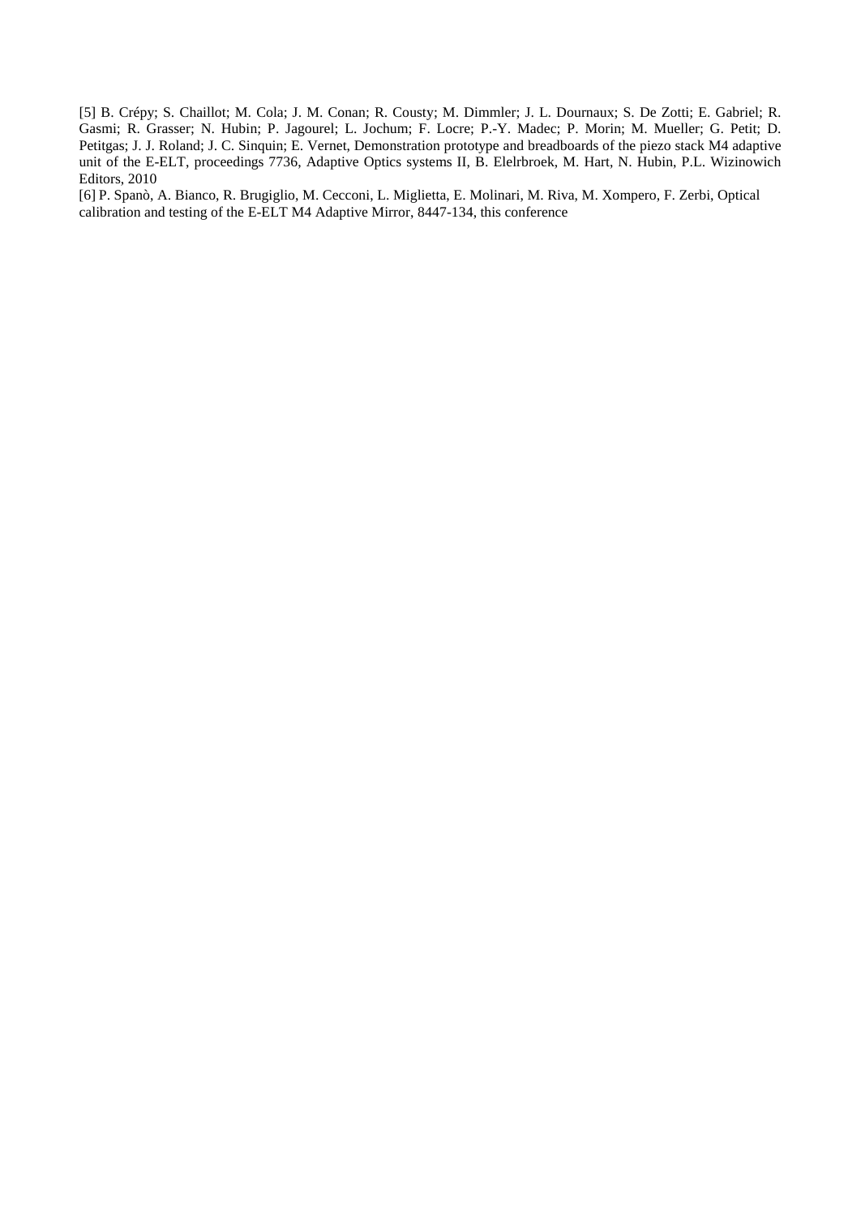[5] B. Crépy; S. Chaillot; M. Cola; J. M. Conan; R. Cousty; M. Dimmler; J. L. Dournaux; S. De Zotti; E. Gabriel; R. Gasmi; R. Grasser; N. Hubin; P. Jagourel; L. Jochum; F. Locre; P.-Y. Madec; P. Morin; M. Mueller; G. Petit; D. Petitgas; J. J. Roland; J. C. Sinquin; E. Vernet, Demonstration prototype and breadboards of the piezo stack M4 adaptive unit of the E-ELT, proceedings 7736, Adaptive Optics systems II, B. Elelrbroek, M. Hart, N. Hubin, P.L. Wizinowich Editors, 2010

[6] P. Spanò, A. Bianco, R. Brugiglio, M. Cecconi, L. Miglietta, E. Molinari, M. Riva, M. Xompero, F. Zerbi, Optical calibration and testing of the E-ELT M4 Adaptive Mirror, 8447-134, this conference